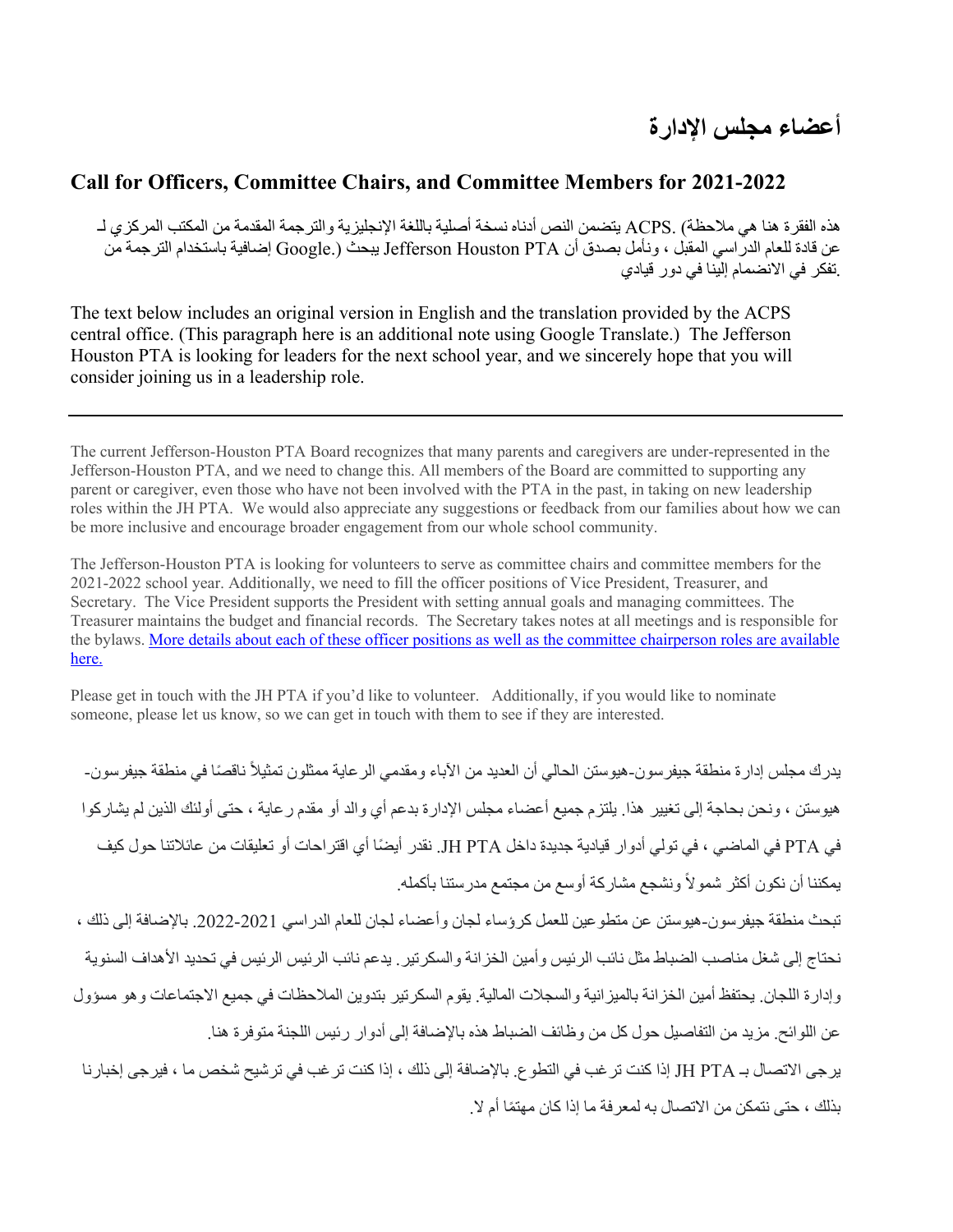# أعضاء مجلس الإدارة

## Call for Officers, Committee Chairs, and Committee Members for 2021-2022

هذه الفقرة هنا هي ملاحظة) .ACPS يتضمن النص أدناه نسخة أصلية باللغة الإنجليزية والترجمة المقدمة من المكتب المركزي لـ عن قادة للعام الدراسي المقبل ، ونأمل بصدق أن Jefferson Houston PTA يبحث (.Google إضافية باستخدام الترجمة من .تفكر في الانضمام إلينا في دور قيادي

The text below includes an original version in English and the translation provided by the ACPS central office. (This paragraph here is an additional note using Google Translate.) The Jefferson Houston PTA is looking for leaders for the next school year, and we sincerely hope that you will consider joining us in a leadership role.

---

The current Jefferson-Houston PTA Board recognizes that many parents and caregivers are under-represented in the Jefferson-Houston PTA, and we need to change this. All members of the Board are committed to supporting any parent or caregiver, even those who have not been involved with the PTA in the past, in taking on new leadership roles within the JH PTA. We would also appreciate any suggestions or feedback from our families about how we can be more inclusive and encourage broader engagement from our whole school community.

The Jefferson-Houston PTA is looking for volunteers to serve as committee chairs and committee members for the 2021-2022 school year. Additionally, we need to fill the officer positions of Vice President, Treasurer, and Secretary. The Vice President supports the President with setting annual goals and managing committees. The Treasurer maintains the budget and financial records. The Secretary takes notes at all meetings and is responsible for the bylaws. [More details about each of these officer positions as well as the committee chairperson roles are available here.]

Please get in touch with the JH PTA if you'd like to volunteer. Additionally, if you would like to nominate someone, please let us know, so we can get in touch with them to see if they are interested.

يدرك مجلس إدارة منطقة جيفرسون-هيوستن الحالي أن العديد من الآباء ومقدمي الرعاية ممثلون تمثيلاً ناقصًا في منطقة جيفرسون-هيوستن ، ونحن بحاجة إلى تغيير هذا. يلتزم جميع أعضاء مجلس الإدارة بدعم أي والد أو مقدم رعاية ، حتى أولئك الذين لم يشاركوا في PTA في الماضي ، في تولي أدوار قيادية جديدة داخل JH PTA. نقدر أيضًا أي اقتراحات أو تعليقات من عائلاتنا حول كيف يمكننا أن نكون أكثر شمولاً ونشجع مشاركة أوسع من مجتمع مدرستنا بأكمله.

تبحث منطقة جيفرسون-هيوستن عن متطوعين للعمل كرؤساء لجان وأعضاء لجان للعام الدراسي 2021-2022. بالإضافة إلى ذلك ، نحتاج إلى شغل مناصب الضباط مثل نائب الرئيس وأمين الخزانة والسكرتير. يدعم نائب الرئيس الرئيس في تحديد الأهداف السنوية وإدارة اللجان. يحتفظ أمين الخزانة بالميزانية والسجلات المالية. يقوم السكرتير بتدوين الملاحظات في جميع الاجتماعات وهو مسؤول عن اللوائح. مزيد من التفاصيل حول كل من وظائف الضباط هذه بالإضافة إلى أدوار رئيس اللجنة متوفرة هنا.

يرجى الاتصال بـ JH PTA إذا كنت ترغب في التطوع. بالإضافة إلى ذلك ، إذا كنت ترغب في ترشيح شخص ما ، فيرجى إخبارنا بذلك ، حتى نتمكن من الاتصال به لمعرفة ما إذا كان مهتمًا أم لا.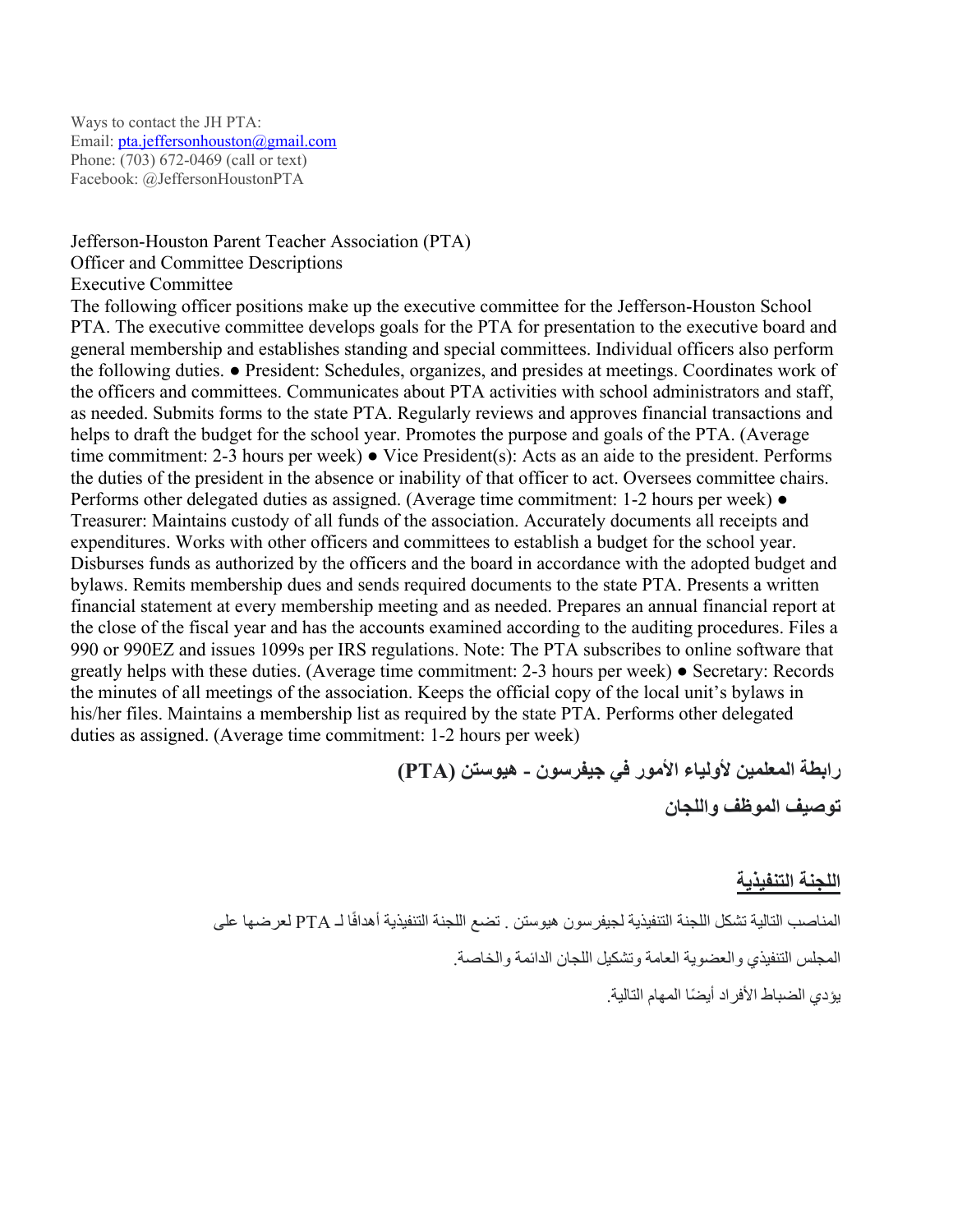Ways to contact the JH PTA:
Email: pta.jeffersonhouston@gmail.com
Phone: (703) 672-0469 (call or text)
Facebook: @JeffersonHoustonPTA

Jefferson-Houston Parent Teacher Association (PTA)
Officer and Committee Descriptions
Executive Committee

The following officer positions make up the executive committee for the Jefferson-Houston School PTA. The executive committee develops goals for the PTA for presentation to the executive board and general membership and establishes standing and special committees. Individual officers also perform the following duties. ● President: Schedules, organizes, and presides at meetings. Coordinates work of the officers and committees. Communicates about PTA activities with school administrators and staff, as needed. Submits forms to the state PTA. Regularly reviews and approves financial transactions and helps to draft the budget for the school year. Promotes the purpose and goals of the PTA. (Average time commitment: 2-3 hours per week) ● Vice President(s): Acts as an aide to the president. Performs the duties of the president in the absence or inability of that officer to act. Oversees committee chairs. Performs other delegated duties as assigned. (Average time commitment: 1-2 hours per week) ● Treasurer: Maintains custody of all funds of the association. Accurately documents all receipts and expenditures. Works with other officers and committees to establish a budget for the school year. Disburses funds as authorized by the officers and the board in accordance with the adopted budget and bylaws. Remits membership dues and sends required documents to the state PTA. Presents a written financial statement at every membership meeting and as needed. Prepares an annual financial report at the close of the fiscal year and has the accounts examined according to the auditing procedures. Files a 990 or 990EZ and issues 1099s per IRS regulations. Note: The PTA subscribes to online software that greatly helps with these duties. (Average time commitment: 2-3 hours per week) ● Secretary: Records the minutes of all meetings of the association. Keeps the official copy of the local unit's bylaws in his/her files. Maintains a membership list as required by the state PTA. Performs other delegated duties as assigned. (Average time commitment: 1-2 hours per week)

**رابطة المعلمين لأولياء الأمور في جيفرسون - هيوستن (PTA)**

**توصيف الموظف واللجان**

**<u>اللجنة التنفيذية</u>**

المناصب التالية تشكل اللجنة التنفيذية لجيفرسون هيوستن . تضع اللجنة التنفيذية أهدافًا لـ PTA لعرضها على المجلس التنفيذي والعضوية العامة وتشكيل اللجان الدائمة والخاصة.

يؤدي الضباط الأفراد أيضًا المهام التالية.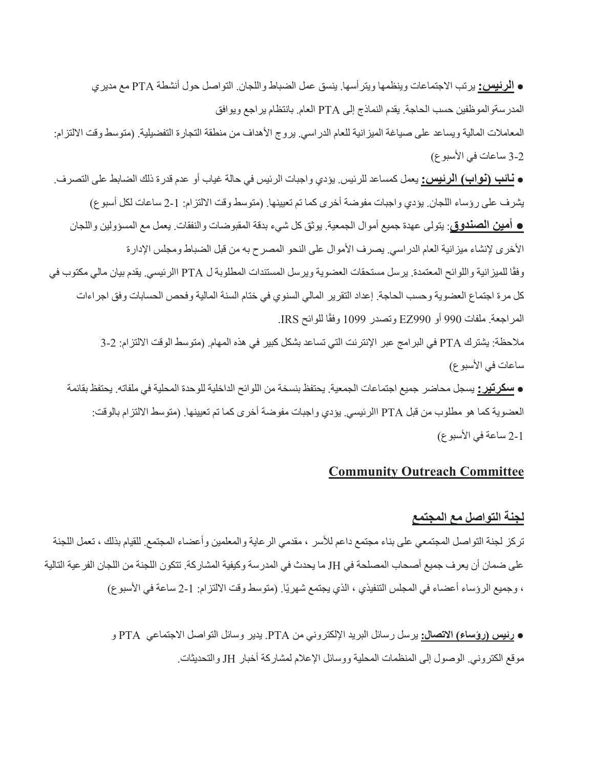- **الرئيس:** يرتب الاجتماعات وينظمها ويترأسها. ينسق عمل الضباط واللجان. التواصل حول أنشطة PTA مع مديري المدرسةوالموظفين حسب الحاجة. يقدم النماذج إلى PTA العام. بانتظام يراجع ويوافق المعاملات المالية ويساعد على صياغة الميزانية للعام الدراسي. يروج الأهداف من منطقة التجارة التفضيلية. (متوسط وقت الالتزام: 2-3 ساعات في الأسبوع)
- **نائب (نواب) الرئيس:** يعمل كمساعد للرئيس. يؤدي واجبات الرئيس في حالة غياب أو عدم قدرة ذلك الضابط على التصرف. يشرف على رؤساء اللجان. يؤدي واجبات مفوضة أخرى كما تم تعيينها. (متوسط وقت الالتزام: 1-2 ساعات لكل أسبوع)
- **أمين الصندوق**: يتولى عهدة جميع أموال الجمعية. يوثق كل شيء بدقة المقبوضات والنفقات. يعمل مع المسؤولين واللجان الأخرى لإنشاء ميزانية العام الدراسي. يصرف الأموال على النحو المصرح به من قبل الضباط ومجلس الإدارة وفقًا للميزانية واللوائح المعتمدة. يرسل مستحقات العضوية ويرسل المستندات المطلوبة ل PTA االرئيسي. يقدم بيان مالي مكتوب في كل مرة اجتماع العضوية وحسب الحاجة. إعداد التقرير المالي السنوي في ختام السنة المالية وفحص الحسابات وفق اجراءات المراجعة. ملفات 990 أو EZ990 وتصدر 1099 وفقًا للوائح IRS.

  ملاحظة: يشترك PTA في البرامج عبر الإنترنت التي تساعد بشكل كبير في هذه المهام. (متوسط الوقت الالتزام: 2-3 ساعات في الأسبوع)
- **سكرتير:** يسجل محاضر جميع اجتماعات الجمعية. يحتفظ بنسخة من اللوائح الداخلية للوحدة المحلية في ملفاته. يحتفظ بقائمة العضوية كما هو مطلوب من قبل PTA االرئيسي. يؤدي واجبات مفوضة أخرى كما تم تعيينها. (متوسط الالتزام بالوقت: 1-2 ساعة في الأسبوع)

## Community Outreach Committee

## لجنة التواصل مع المجتمع

تركز لجنة التواصل المجتمعي على بناء مجتمع داعم للأسر ، مقدمي الرعاية والمعلمين وأعضاء المجتمع. للقيام بذلك ، تعمل اللجنة على ضمان أن يعرف جميع أصحاب المصلحة في JH ما يحدث في المدرسة وكيفية المشاركة. تتكون اللجنة من اللجان الفرعية التالية ، وجميع الرؤساء أعضاء في المجلس التنفيذي ، الذي يجتمع شهريًا. (متوسط وقت الالتزام: 1-2 ساعة في الأسبوع)

- **رئيس (رؤساء) الاتصال:** يرسل رسائل البريد الإلكتروني من PTA. يدير وسائل التواصل الاجتماعي PTA و موقع الكتروني. الوصول إلى المنظمات المحلية ووسائل الإعلام لمشاركة أخبار JH والتحديثات.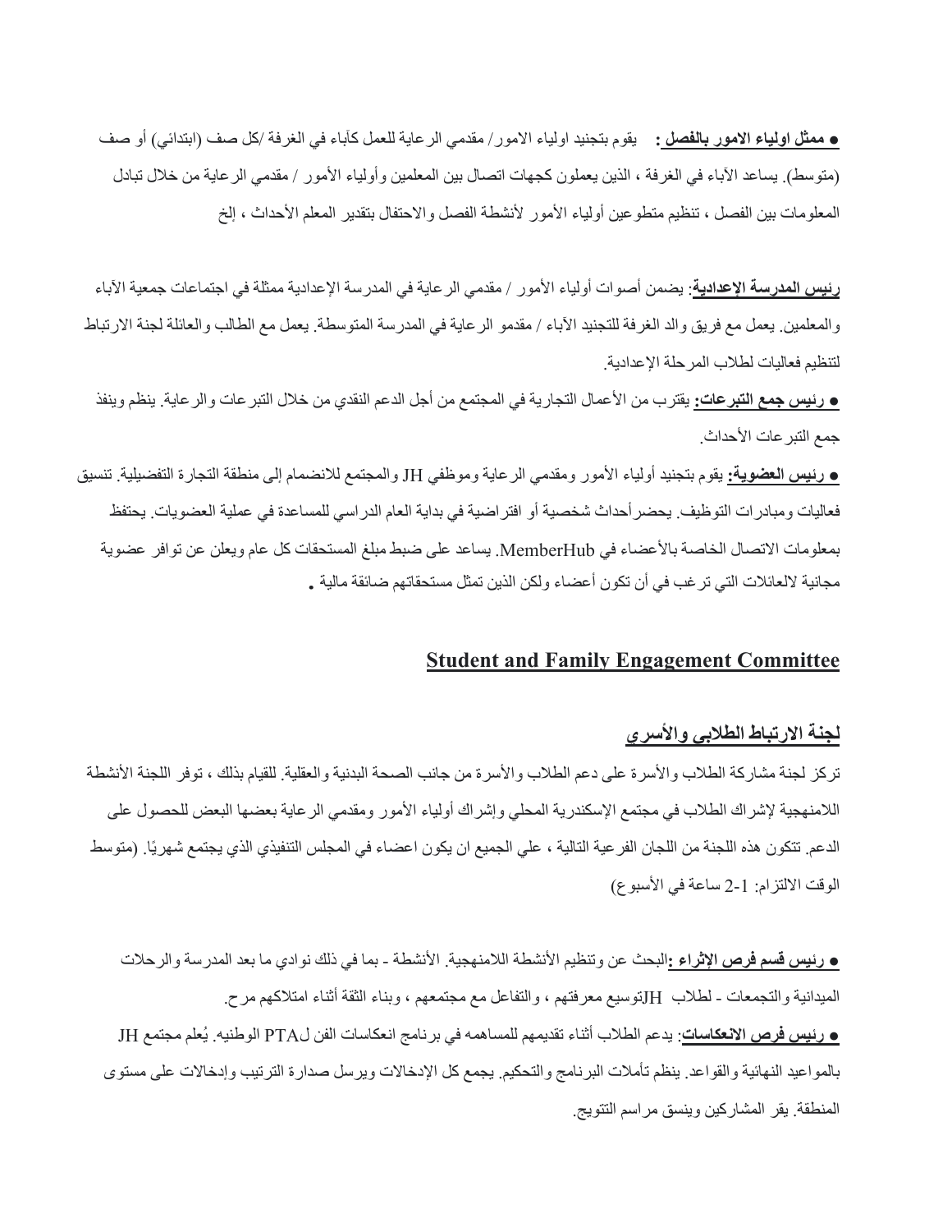● **ممثل اولياء الامور بالفصل :** يقوم بتجنيد اولياء الامور/ مقدمي الرعاية للعمل كآباء في الغرفة /كل صف (ابتدائي) أو صف (متوسط). يساعد الآباء في الغرفة ، الذين يعملون كجهات اتصال بين المعلمين وأولياء الأمور / مقدمي الرعاية من خلال تبادل المعلومات بين الفصل ، تنظيم متطوعين أولياء الأمور لأنشطة الفصل والاحتفال بتقدير المعلم الأحداث ، إلخ

**رئيس المدرسة الإعدادية**: يضمن أصوات أولياء الأمور / مقدمي الرعاية في المدرسة الإعدادية ممثلة في اجتماعات جمعية الآباء والمعلمين. يعمل مع فريق والد الغرفة للتجنيد الآباء / مقدمو الرعاية في المدرسة المتوسطة. يعمل مع الطالب والعائلة لجنة الارتباط لتنظيم فعاليات لطلاب المرحلة الإعدادية.

● **رئيس جمع التبرعات:** يقترب من الأعمال التجارية في المجتمع من أجل الدعم النقدي من خلال التبرعات والرعاية. ينظم وينفذ جمع التبرعات الأحداث.

● **رئيس العضوية:** يقوم بتجنيد أولياء الأمور ومقدمي الرعاية وموظفي JH والمجتمع للانضمام إلى منطقة التجارة التفضيلية. تنسيق فعاليات ومبادرات التوظيف. يحضرأحداث شخصية أو افتراضية في بداية العام الدراسي للمساعدة في عملية العضويات. يحتفظ بمعلومات الاتصال الخاصة بالأعضاء في MemberHub. يساعد على ضبط مبلغ المستحقات كل عام ويعلن عن توافر عضوية مجانية لالعائلات التي ترغب في أن تكون أعضاء ولكن الذين تمثل مستحقاتهم ضائقة مالية .

## Student and Family Engagement Committee

## لجنة الارتباط الطلابى والأسري

تركز لجنة مشاركة الطلاب والأسرة على دعم الطلاب والأسرة من جانب الصحة البدنية والعقلية. للقيام بذلك ، توفر اللجنة الأنشطة اللامنهجية لإشراك الطلاب في مجتمع الإسكندرية المحلي وإشراك أولياء الأمور ومقدمي الرعاية بعضها البعض للحصول على الدعم. تتكون هذه اللجنة من اللجان الفرعية التالية ، علي الجميع ان يكون اعضاء في المجلس التنفيذي الذي يجتمع شهريًا. (متوسط الوقت الالتزام: 1-2 ساعة في الأسبوع)

● **رئيس قسم فرص الإثراء :**البحث عن وتنظيم الأنشطة اللامنهجية. الأنشطة - بما في ذلك نوادي ما بعد المدرسة والرحلات الميدانية والتجمعات - لطلاب JHتوسيع معرفتهم ، والتفاعل مع مجتمعهم ، وبناء الثقة أثناء امتلاكهم مرح.

● **رئيس فرص الانعكاسات**: يدعم الطلاب أثناء تقديمهم للمساهمه في برنامج انعكاسات الفن لPTA الوطنيه. يُعلم مجتمع JH بالمواعيد النهائية والقواعد. ينظم تأملات البرنامج والتحكيم. يجمع كل الإدخالات ويرسل صدارة الترتيب وإدخالات على مستوى المنطقة. يقر المشاركين وينسق مراسم التتويج.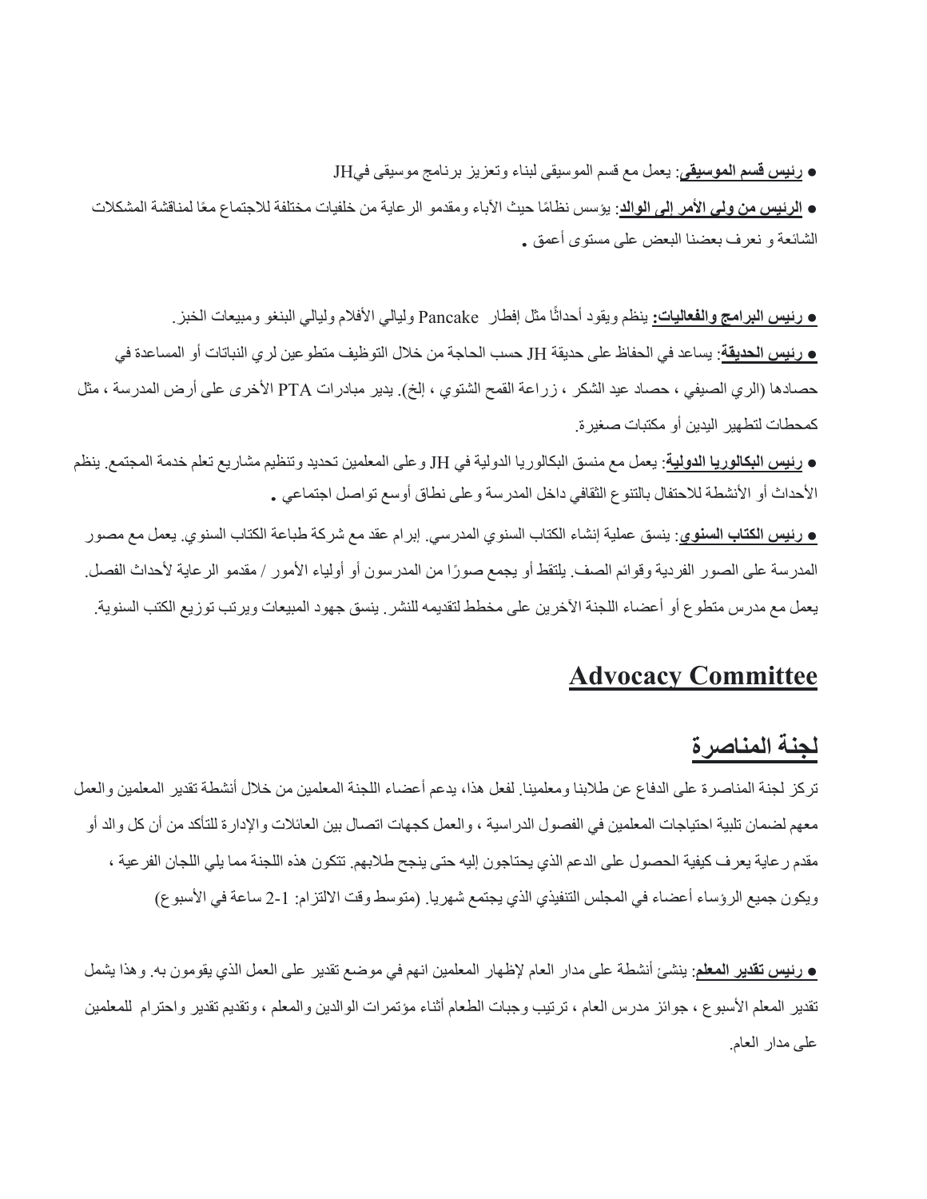- **رئيس قسم الموسيقى**: يعمل مع قسم الموسيقى لبناء وتعزيز برنامج موسيقى فيJH

- **الرئيس من ولي الأمر إلى الوالد**: يؤسس نظامًا حيث الآباء ومقدمو الرعاية من خلفيات مختلفة للاجتماع معًا لمناقشة المشكلات الشائعة و نعرف بعضنا البعض على مستوى أعمق .

- **رئيس البرامج والفعاليات:** ينظم ويقود أحداثًا مثل إفطار Pancake وليالي الأفلام وليالي البنغو ومبيعات الخبز.

- **رئيس الحديقة**: يساعد في الحفاظ على حديقة JH حسب الحاجة من خلال التوظيف متطوعين لري النباتات أو المساعدة في حصادها (الري الصيفي ، حصاد عيد الشكر ، زراعة القمح الشتوي ، إلخ). يدير مبادرات PTA الأخرى على أرض المدرسة ، مثل كمحطات لتطهير اليدين أو مكتبات صغيرة.

- **رئيس البكالوريا الدولية**: يعمل مع منسق البكالوريا الدولية في JH وعلى المعلمين تحديد وتنظيم مشاريع تعلم خدمة المجتمع. ينظم الأحداث أو الأنشطة للاحتفال بالتنوع الثقافي داخل المدرسة وعلى نطاق أوسع تواصل اجتماعي .

- **رئيس الكتاب السنوي**: ينسق عملية إنشاء الكتاب السنوي المدرسي. إبرام عقد مع شركة طباعة الكتاب السنوي. يعمل مع مصور المدرسة على الصور الفردية وقوائم الصف. يلتقط أو يجمع صورًا من المدرسون أو أولياء الأمور / مقدمو الرعاية لأحداث الفصل. يعمل مع مدرس متطوع أو أعضاء اللجنة الآخرين على مخطط لتقديمه للنشر. ينسق جهود المبيعات ويرتب توزيع الكتب السنوية.

## Advocacy Committee

## لجنة المناصرة

تركز لجنة المناصرة على الدفاع عن طلابنا ومعلمينا. لفعل هذا، يدعم أعضاء اللجنة المعلمين من خلال أنشطة تقدير المعلمين والعمل معهم لضمان تلبية احتياجات المعلمين في الفصول الدراسية ، والعمل كجهات اتصال بين العائلات والإدارة للتأكد من أن كل والد أو مقدم رعاية يعرف كيفية الحصول على الدعم الذي يحتاجون إليه حتى ينجح طلابهم. تتكون هذه اللجنة مما يلي اللجان الفرعية ، ويكون جميع الرؤساء أعضاء في المجلس التنفيذي الذي يجتمع شهريا. (متوسط وقت الالتزام: 1-2 ساعة في الأسبوع)

- **رئيس تقدير المعلم**: ينشئ أنشطة على مدار العام لإظهار المعلمين انهم في موضع تقدير على العمل الذي يقومون به. وهذا يشمل تقدير المعلم الأسبوع ، جوائز مدرس العام ، ترتيب وجبات الطعام أثناء مؤتمرات الوالدين والمعلم ، وتقديم تقدير واحترام للمعلمين على مدار العام.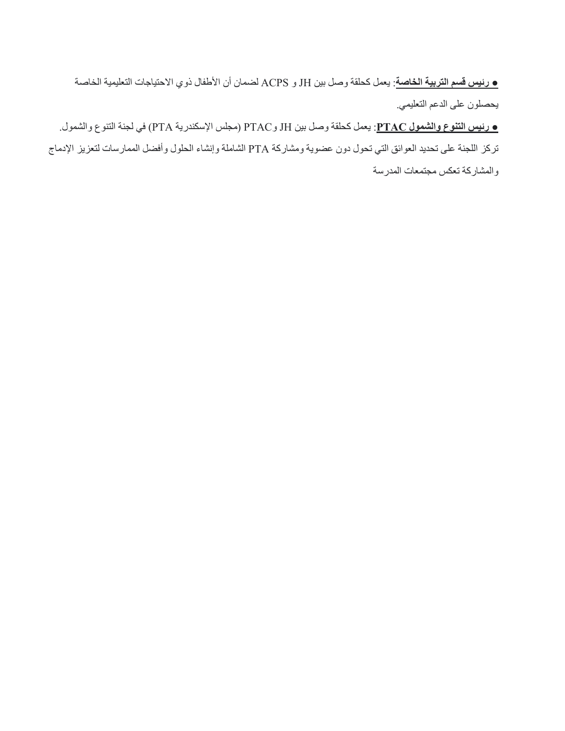- **رئيس قسم التربية الخاصة**: يعمل كحلقة وصل بين JH و ACPS لضمان أن الأطفال ذوي الاحتياجات التعليمية الخاصة يحصلون على الدعم التعليمي.
- **رئيس التنوع والشمول PTAC**: يعمل كحلقة وصل بين JH وPTAC (مجلس الإسكندرية PTA) في لجنة التنوع والشمول.

تركز اللجنة على تحديد العوائق التي تحول دون عضوية ومشاركة PTA الشاملة وإنشاء الحلول وأفضل الممارسات لتعزيز الإدماج والمشاركة تعكس مجتمعات المدرسة